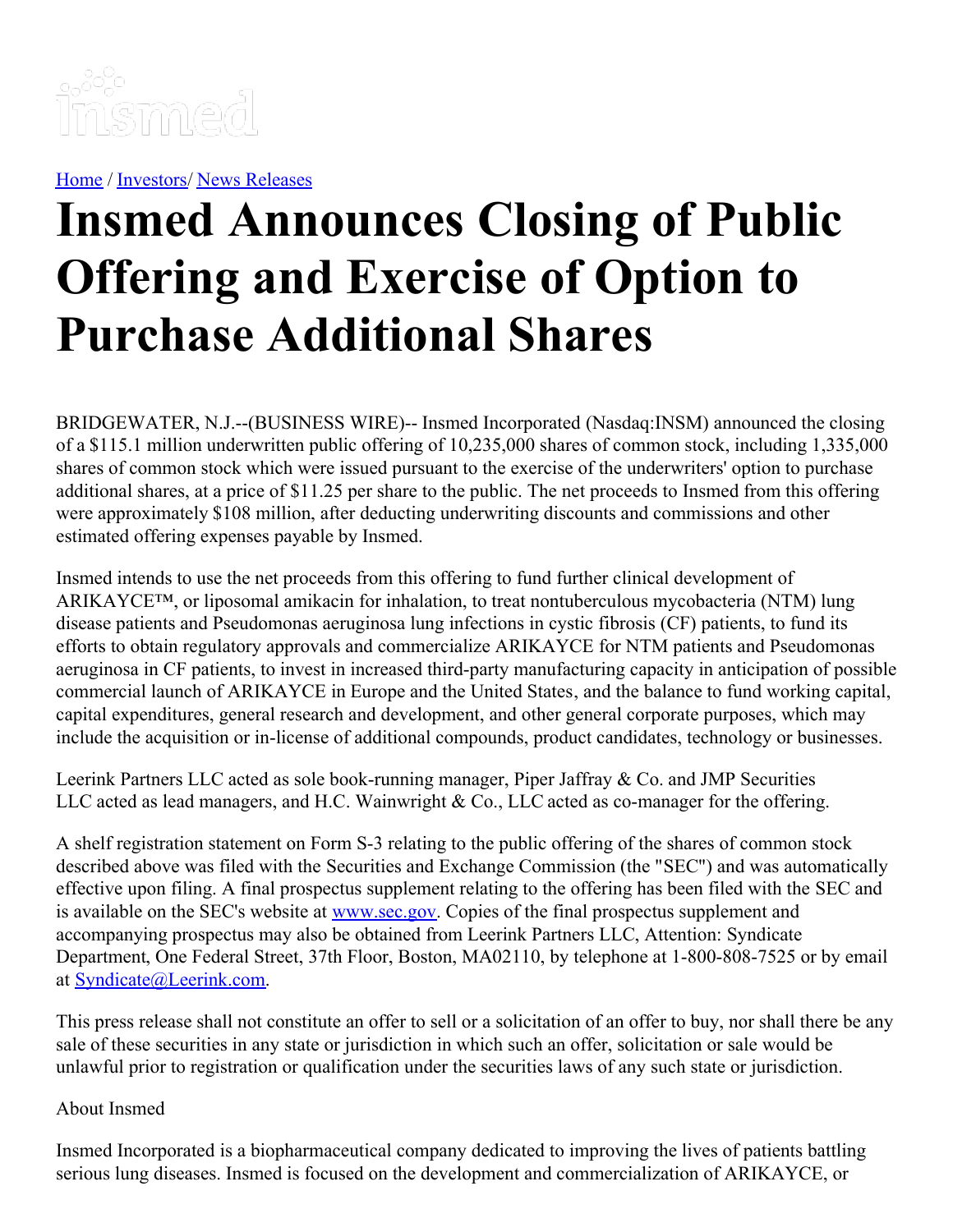[Home](#) / [Investors](#)/ [News Releases](#)

# Insmed Announces Closing of Public Offering and Exercise of Option to Purchase Additional Shares

BRIDGEWATER, N.J.--(BUSINESS WIRE)-- Insmed Incorporated (Nasdaq:INSM) announced the closing of a $115.1 million underwritten public offering of 10,235,000 shares of common stock, including 1,335,000 shares of common stock which were issued pursuant to the exercise of the underwriters' option to purchase additional shares, at a price of $11.25 per share to the public. The net proceeds to Insmed from this offering were approximately $108 million, after deducting underwriting discounts and commissions and other estimated offering expenses payable by Insmed.

Insmed intends to use the net proceeds from this offering to fund further clinical development of ARIKAYCE™, or liposomal amikacin for inhalation, to treat nontuberculous mycobacteria (NTM) lung disease patients and Pseudomonas aeruginosa lung infections in cystic fibrosis (CF) patients, to fund its efforts to obtain regulatory approvals and commercialize ARIKAYCE for NTM patients and Pseudomonas aeruginosa in CF patients, to invest in increased third-party manufacturing capacity in anticipation of possible commercial launch of ARIKAYCE in Europe and the United States, and the balance to fund working capital, capital expenditures, general research and development, and other general corporate purposes, which may include the acquisition or in-license of additional compounds, product candidates, technology or businesses.

Leerink Partners LLC acted as sole book-running manager, Piper Jaffray & Co. and JMP Securities LLC acted as lead managers, and H.C. Wainwright & Co., LLC acted as co-manager for the offering.

A shelf registration statement on Form S-3 relating to the public offering of the shares of common stock described above was filed with the Securities and Exchange Commission (the "SEC") and was automatically effective upon filing. A final prospectus supplement relating to the offering has been filed with the SEC and is available on the SEC's website at [www.sec.gov](http://www.sec.gov). Copies of the final prospectus supplement and accompanying prospectus may also be obtained from Leerink Partners LLC, Attention: Syndicate Department, One Federal Street, 37th Floor, Boston, MA02110, by telephone at 1-800-808-7525 or by email at [Syndicate@Leerink.com](mailto:Syndicate@Leerink.com).

This press release shall not constitute an offer to sell or a solicitation of an offer to buy, nor shall there be any sale of these securities in any state or jurisdiction in which such an offer, solicitation or sale would be unlawful prior to registration or qualification under the securities laws of any such state or jurisdiction.

About Insmed

Insmed Incorporated is a biopharmaceutical company dedicated to improving the lives of patients battling serious lung diseases. Insmed is focused on the development and commercialization of ARIKAYCE, or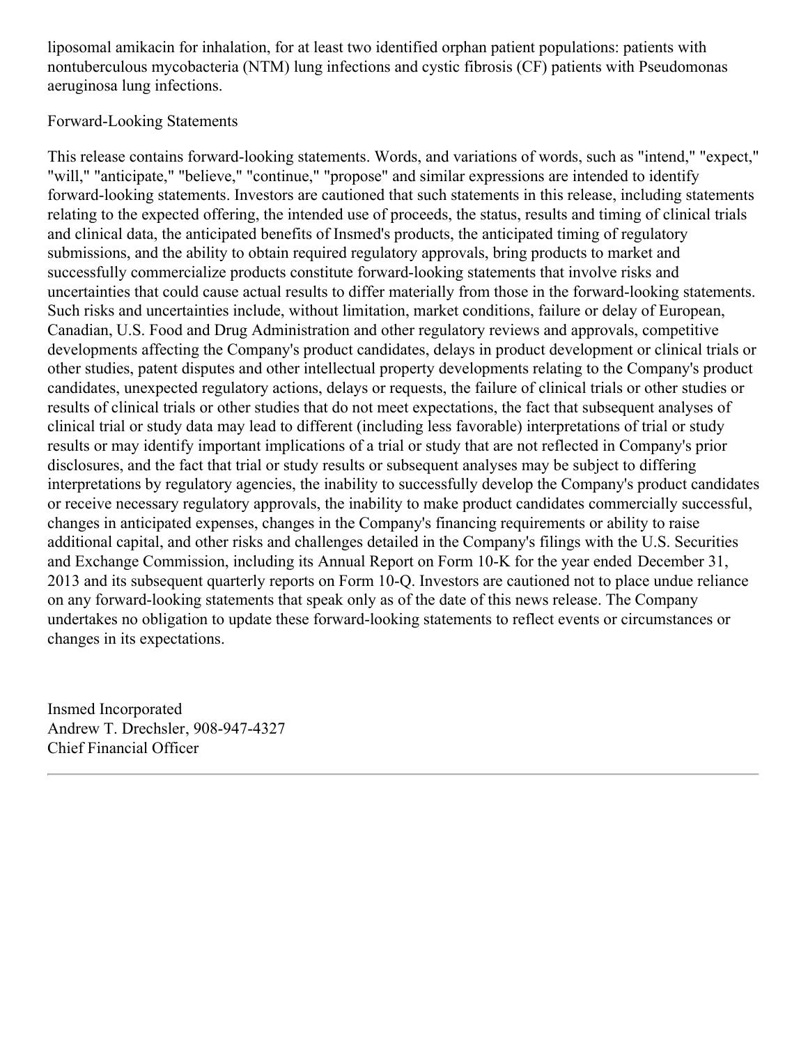liposomal amikacin for inhalation, for at least two identified orphan patient populations: patients with nontuberculous mycobacteria (NTM) lung infections and cystic fibrosis (CF) patients with Pseudomonas aeruginosa lung infections.

Forward-Looking Statements

This release contains forward-looking statements. Words, and variations of words, such as "intend," "expect," "will," "anticipate," "believe," "continue," "propose" and similar expressions are intended to identify forward-looking statements. Investors are cautioned that such statements in this release, including statements relating to the expected offering, the intended use of proceeds, the status, results and timing of clinical trials and clinical data, the anticipated benefits of Insmed's products, the anticipated timing of regulatory submissions, and the ability to obtain required regulatory approvals, bring products to market and successfully commercialize products constitute forward-looking statements that involve risks and uncertainties that could cause actual results to differ materially from those in the forward-looking statements. Such risks and uncertainties include, without limitation, market conditions, failure or delay of European, Canadian, U.S. Food and Drug Administration and other regulatory reviews and approvals, competitive developments affecting the Company's product candidates, delays in product development or clinical trials or other studies, patent disputes and other intellectual property developments relating to the Company's product candidates, unexpected regulatory actions, delays or requests, the failure of clinical trials or other studies or results of clinical trials or other studies that do not meet expectations, the fact that subsequent analyses of clinical trial or study data may lead to different (including less favorable) interpretations of trial or study results or may identify important implications of a trial or study that are not reflected in Company's prior disclosures, and the fact that trial or study results or subsequent analyses may be subject to differing interpretations by regulatory agencies, the inability to successfully develop the Company's product candidates or receive necessary regulatory approvals, the inability to make product candidates commercially successful, changes in anticipated expenses, changes in the Company's financing requirements or ability to raise additional capital, and other risks and challenges detailed in the Company's filings with the U.S. Securities and Exchange Commission, including its Annual Report on Form 10-K for the year ended December 31, 2013 and its subsequent quarterly reports on Form 10-Q. Investors are cautioned not to place undue reliance on any forward-looking statements that speak only as of the date of this news release. The Company undertakes no obligation to update these forward-looking statements to reflect events or circumstances or changes in its expectations.

Insmed Incorporated
Andrew T. Drechsler, 908-947-4327
Chief Financial Officer